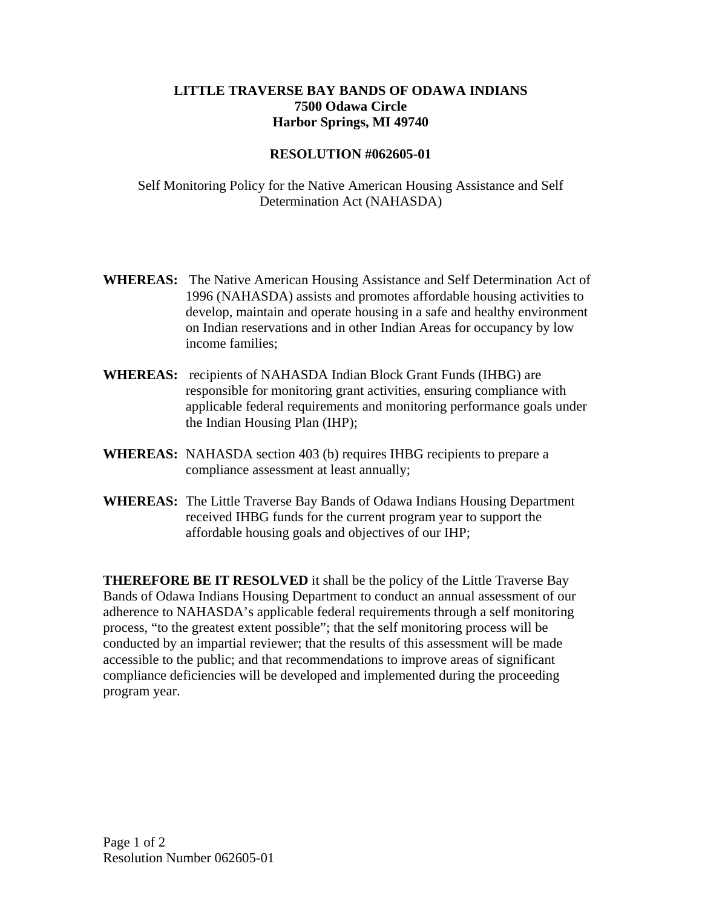**LITTLE TRAVERSE BAY BANDS OF ODAWA INDIANS**
**7500 Odawa Circle**
**Harbor Springs, MI 49740**

# RESOLUTION #062605-01

Self Monitoring Policy for the Native American Housing Assistance and Self Determination Act (NAHASDA)

**WHEREAS:** The Native American Housing Assistance and Self Determination Act of 1996 (NAHASDA) assists and promotes affordable housing activities to develop, maintain and operate housing in a safe and healthy environment on Indian reservations and in other Indian Areas for occupancy by low income families;

**WHEREAS:** recipients of NAHASDA Indian Block Grant Funds (IHBG) are responsible for monitoring grant activities, ensuring compliance with applicable federal requirements and monitoring performance goals under the Indian Housing Plan (IHP);

**WHEREAS:** NAHASDA section 403 (b) requires IHBG recipients to prepare a compliance assessment at least annually;

**WHEREAS:** The Little Traverse Bay Bands of Odawa Indians Housing Department received IHBG funds for the current program year to support the affordable housing goals and objectives of our IHP;

**THEREFORE BE IT RESOLVED** it shall be the policy of the Little Traverse Bay Bands of Odawa Indians Housing Department to conduct an annual assessment of our adherence to NAHASDA's applicable federal requirements through a self monitoring process, "to the greatest extent possible"; that the self monitoring process will be conducted by an impartial reviewer; that the results of this assessment will be made accessible to the public; and that recommendations to improve areas of significant compliance deficiencies will be developed and implemented during the proceeding program year.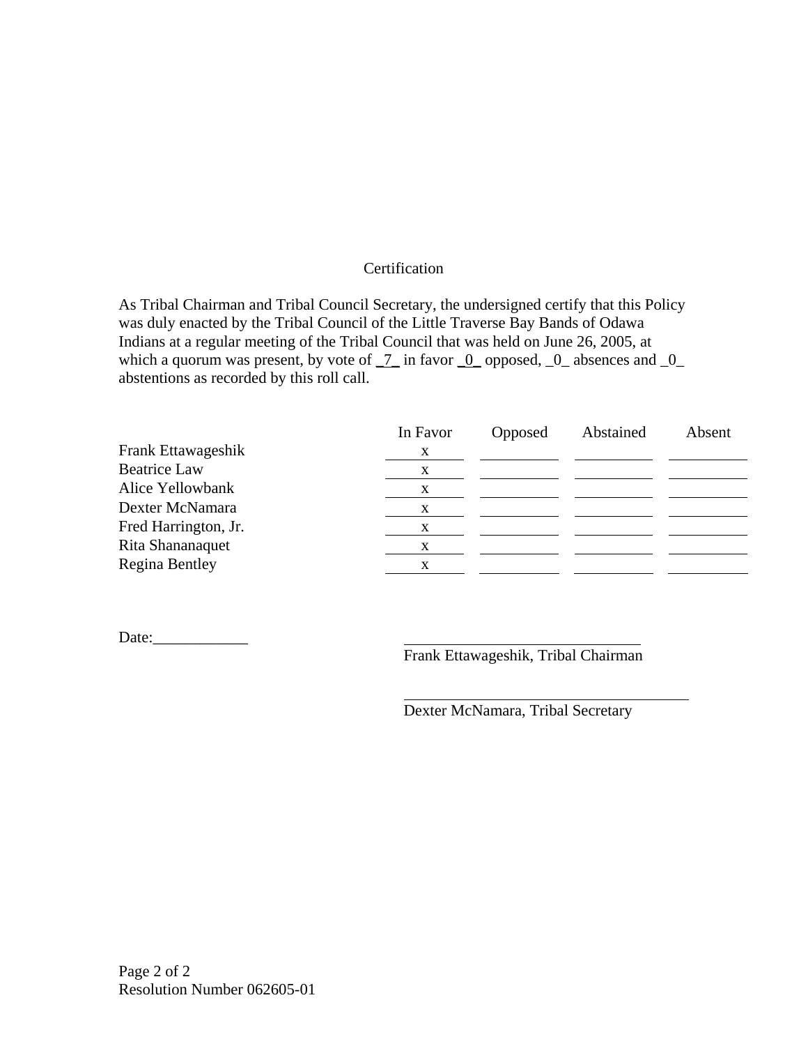Certification

As Tribal Chairman and Tribal Council Secretary, the undersigned certify that this Policy was duly enacted by the Tribal Council of the Little Traverse Bay Bands of Odawa Indians at a regular meeting of the Tribal Council that was held on June 26, 2005, at which a quorum was present, by vote of _7_ in favor _0_ opposed, _0_ absences and _0_ abstentions as recorded by this roll call.

| | In Favor | Opposed | Abstained | Absent |
|---|---|---|---|---|
| Frank Ettawageshik | x | | | |
| Beatrice Law | x | | | |
| Alice Yellowbank | x | | | |
| Dexter McNamara | x | | | |
| Fred Harrington, Jr. | x | | | |
| Rita Shananaquet | x | | | |
| Regina Bentley | x | | | |

Date:____________

_______________________________
Frank Ettawageshik, Tribal Chairman

_______________________________
Dexter McNamara, Tribal Secretary

Resolution Number 062605-01